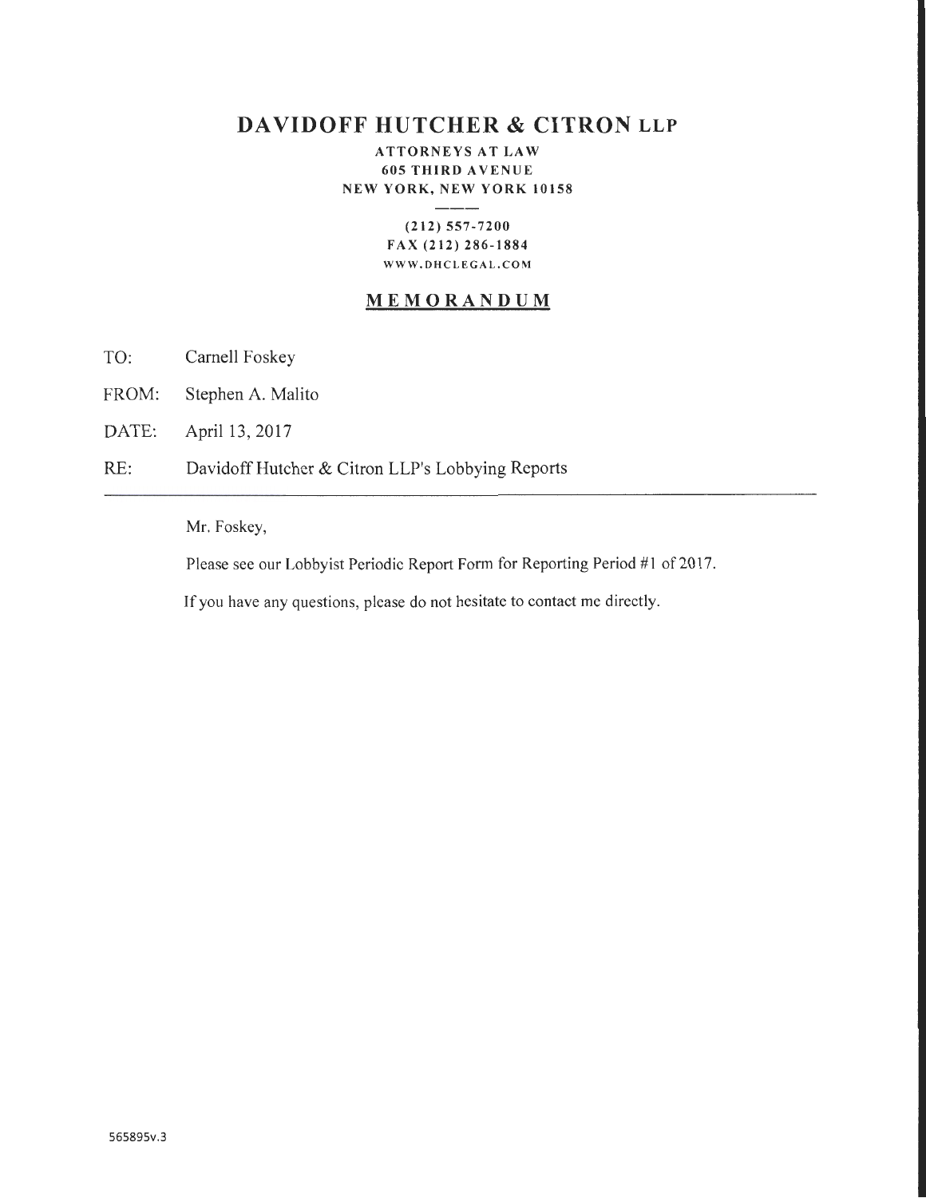# DAVIDOFF HUTCHER & CITRON LLP

**ATTORNEYS AT LAW**
**605 THIRD AVENUE**
**NEW YORK, NEW YORK 10158**

**(212) 557-7200**
**FAX (212) 286-1884**
**WWW.DHCLEGAL.COM**

## MEMORANDUM

TO: Carnell Foskey

FROM: Stephen A. Malito

DATE: April 13, 2017

RE: Davidoff Hutcher & Citron LLP's Lobbying Reports

---

Mr. Foskey,

Please see our Lobbyist Periodic Report Form for Reporting Period #1 of 2017.

If you have any questions, please do not hesitate to contact me directly.

565895v.3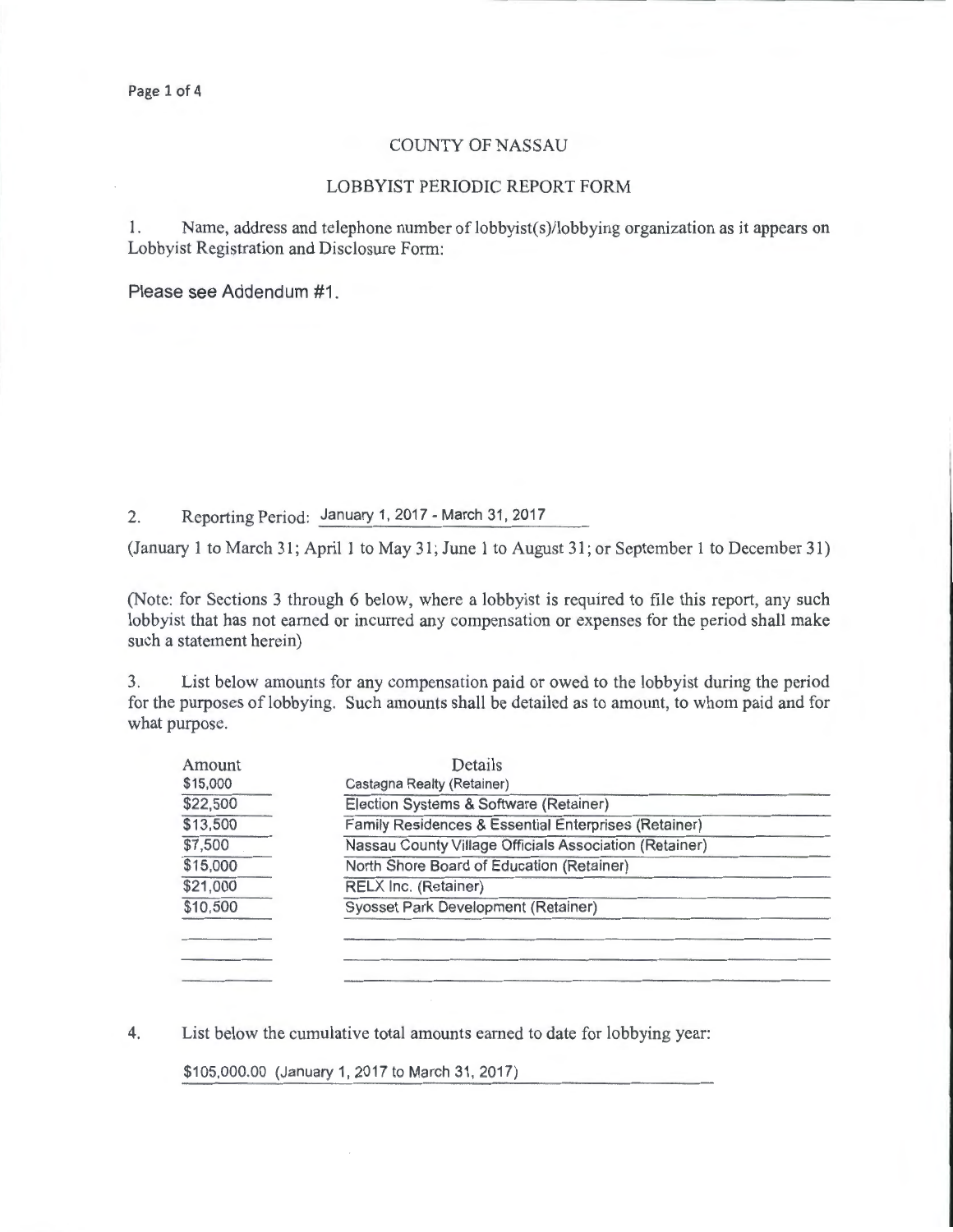COUNTY OF NASSAU

LOBBYIST PERIODIC REPORT FORM

1. Name, address and telephone number of lobbyist(s)/lobbying organization as it appears on Lobbyist Registration and Disclosure Form:

Please see Addendum #1.

2. Reporting Period: January 1, 2017 - March 31, 2017

(January 1 to March 31; April 1 to May 31; June 1 to August 31; or September 1 to December 31)

(Note: for Sections 3 through 6 below, where a lobbyist is required to file this report, any such lobbyist that has not earned or incurred any compensation or expenses for the period shall make such a statement herein)

3. List below amounts for any compensation paid or owed to the lobbyist during the period for the purposes of lobbying. Such amounts shall be detailed as to amount, to whom paid and for what purpose.

| Amount | Details |
|---|---|
| $15,000 | Castagna Realty (Retainer) |
| $22,500 | Election Systems & Software (Retainer) |
| $13,500 | Family Residences & Essential Enterprises (Retainer) |
| $7,500 | Nassau County Village Officials Association (Retainer) |
| $15,000 | North Shore Board of Education (Retainer) |
| $21,000 | RELX Inc. (Retainer) |
| $10,500 | Syosset Park Development (Retainer) |

4. List below the cumulative total amounts earned to date for lobbying year:

$105,000.00 (January 1, 2017 to March 31, 2017)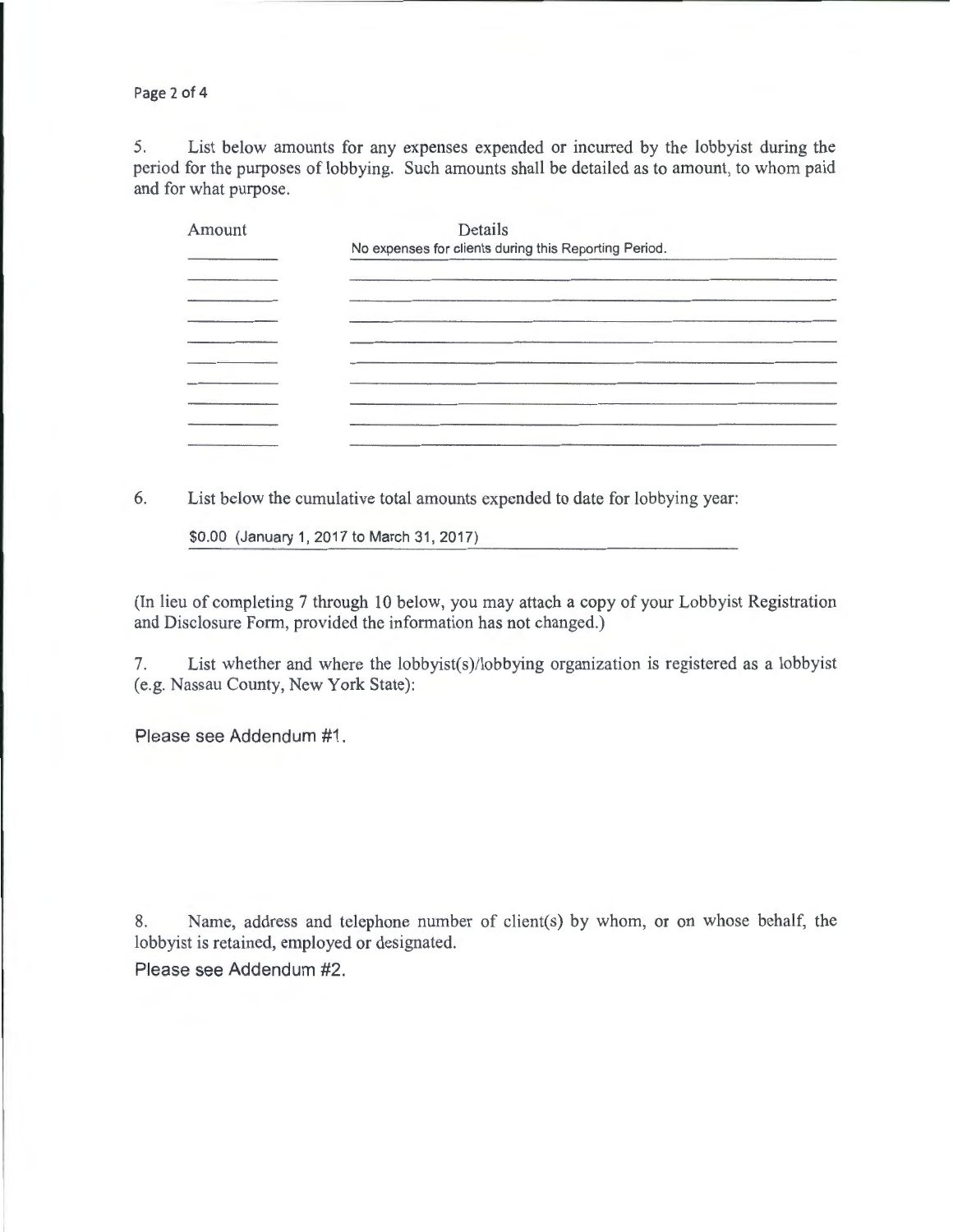5. List below amounts for any expenses expended or incurred by the lobbyist during the period for the purposes of lobbying. Such amounts shall be detailed as to amount, to whom paid and for what purpose.

| Amount | Details |
|---|---|
| | No expenses for clients during this Reporting Period. |

6. List below the cumulative total amounts expended to date for lobbying year:

$0.00 (January 1, 2017 to March 31, 2017)

(In lieu of completing 7 through 10 below, you may attach a copy of your Lobbyist Registration and Disclosure Form, provided the information has not changed.)

7. List whether and where the lobbyist(s)/lobbying organization is registered as a lobbyist (e.g. Nassau County, New York State):

Please see Addendum #1.

8. Name, address and telephone number of client(s) by whom, or on whose behalf, the lobbyist is retained, employed or designated.

Please see Addendum #2.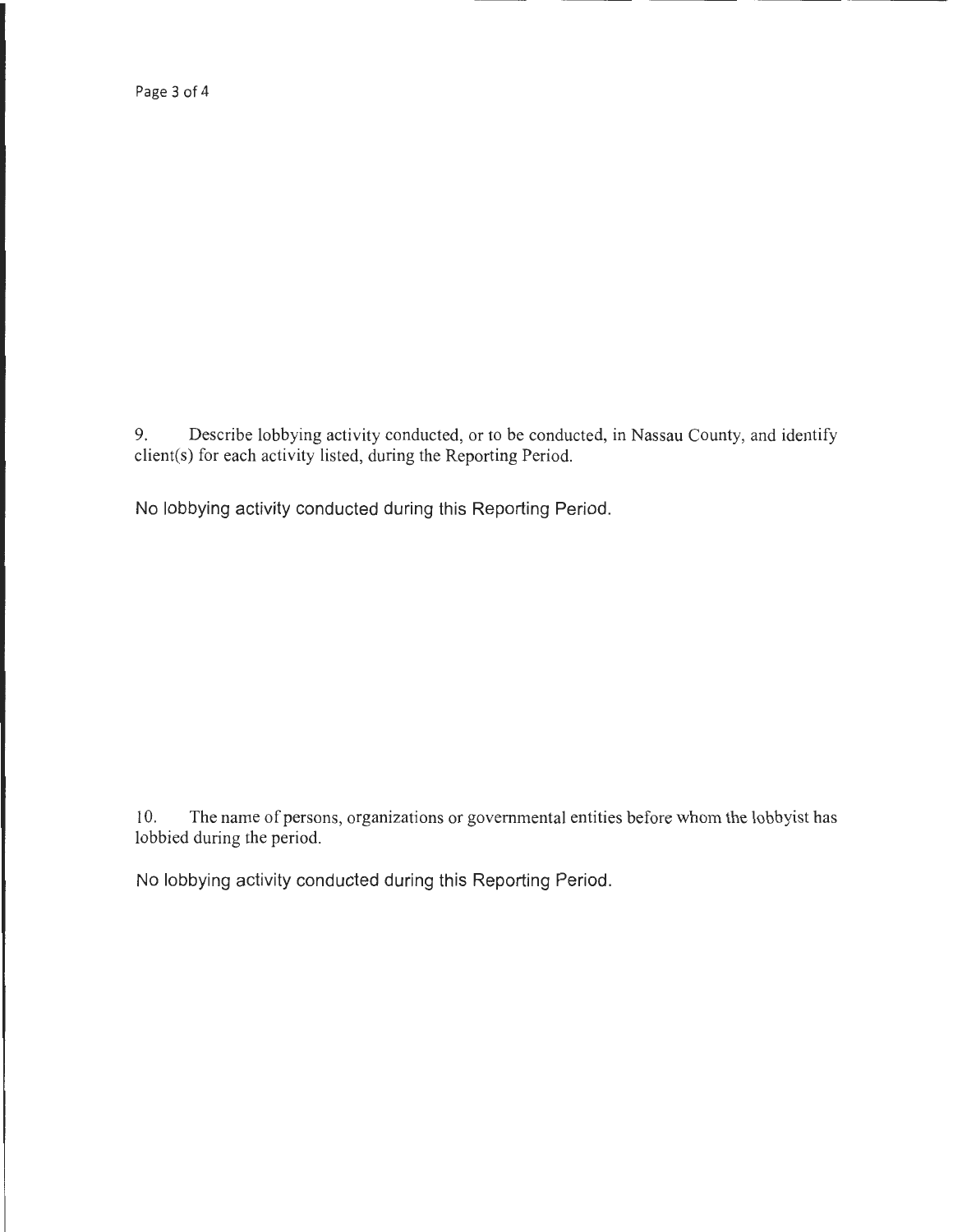9. Describe lobbying activity conducted, or to be conducted, in Nassau County, and identify client(s) for each activity listed, during the Reporting Period.

No lobbying activity conducted during this Reporting Period.

10. The name of persons, organizations or governmental entities before whom the lobbyist has lobbied during the period.

No lobbying activity conducted during this Reporting Period.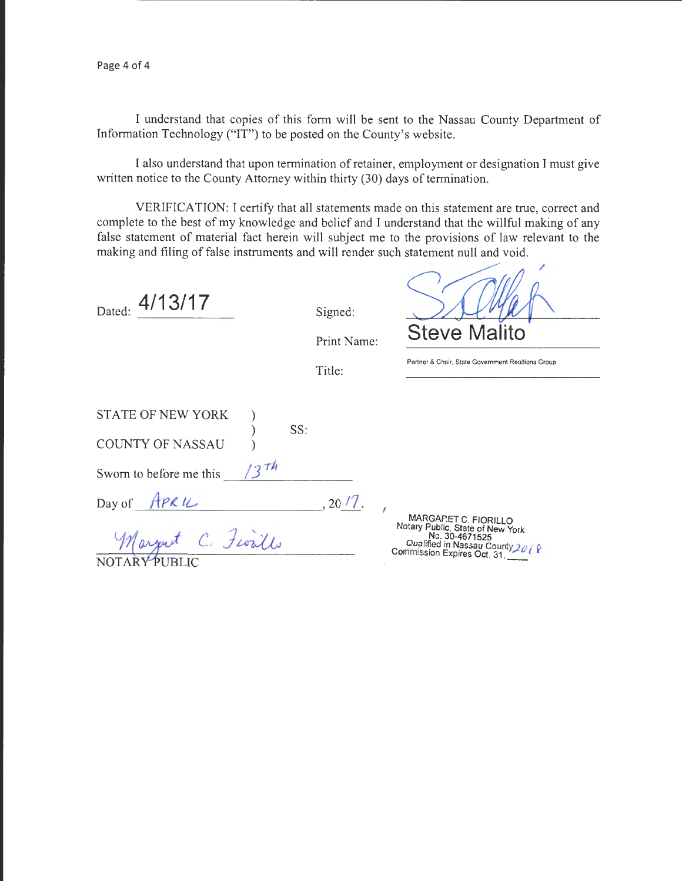I understand that copies of this form will be sent to the Nassau County Department of Information Technology ("IT") to be posted on the County's website.

I also understand that upon termination of retainer, employment or designation I must give written notice to the County Attorney within thirty (30) days of termination.

VERIFICATION: I certify that all statements made on this statement are true, correct and complete to the best of my knowledge and belief and I understand that the willful making of any false statement of material fact herein will subject me to the provisions of law relevant to the making and filing of false instruments and will render such statement null and void.

Dated: 4/13/17

Signed: [signature]

Print Name: Steve Malito

Title: Partner & Chair, State Government Realtions Group

STATE OF NEW YORK )
) SS:
COUNTY OF NASSAU )

Sworn to before me this 13th

Day of April, 2017.

[signature] Margaret C. Fiorillo

NOTARY PUBLIC

MARGARET C. FIORILLO
Notary Public, State of New York
No. 30-4671525
Qualified in Nassau County
Commission Expires Oct. 31, 2018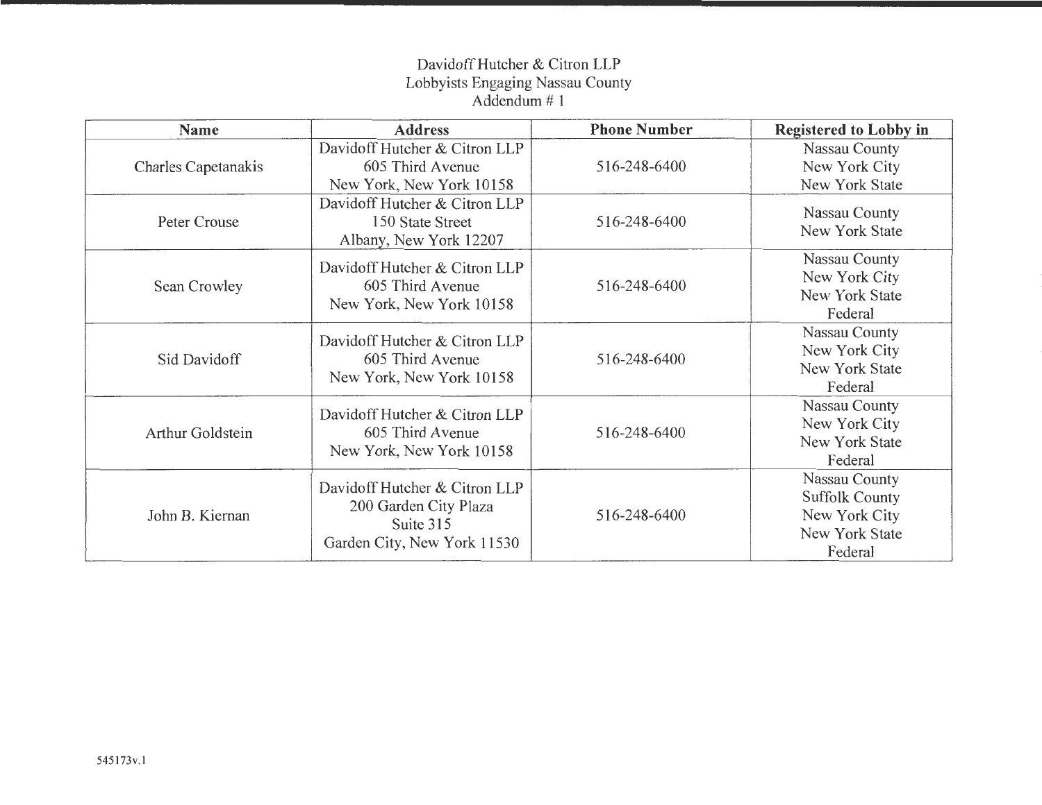# Davidoff Hutcher & Citron LLP
## Lobbyists Engaging Nassau County
### Addendum # 1

| Name | Address | Phone Number | Registered to Lobby in |
|---|---|---|---|
| Charles Capetanakis | Davidoff Hutcher & Citron LLP<br>605 Third Avenue<br>New York, New York 10158 | 516-248-6400 | Nassau County<br>New York City<br>New York State |
| Peter Crouse | Davidoff Hutcher & Citron LLP<br>150 State Street<br>Albany, New York 12207 | 516-248-6400 | Nassau County<br>New York State |
| Sean Crowley | Davidoff Hutcher & Citron LLP<br>605 Third Avenue<br>New York, New York 10158 | 516-248-6400 | Nassau County<br>New York City<br>New York State<br>Federal |
| Sid Davidoff | Davidoff Hutcher & Citron LLP<br>605 Third Avenue<br>New York, New York 10158 | 516-248-6400 | Nassau County<br>New York City<br>New York State<br>Federal |
| Arthur Goldstein | Davidoff Hutcher & Citron LLP<br>605 Third Avenue<br>New York, New York 10158 | 516-248-6400 | Nassau County<br>New York City<br>New York State<br>Federal |
| John B. Kiernan | Davidoff Hutcher & Citron LLP<br>200 Garden City Plaza<br>Suite 315<br>Garden City, New York 11530 | 516-248-6400 | Nassau County<br>Suffolk County<br>New York City<br>New York State<br>Federal |

545173v.1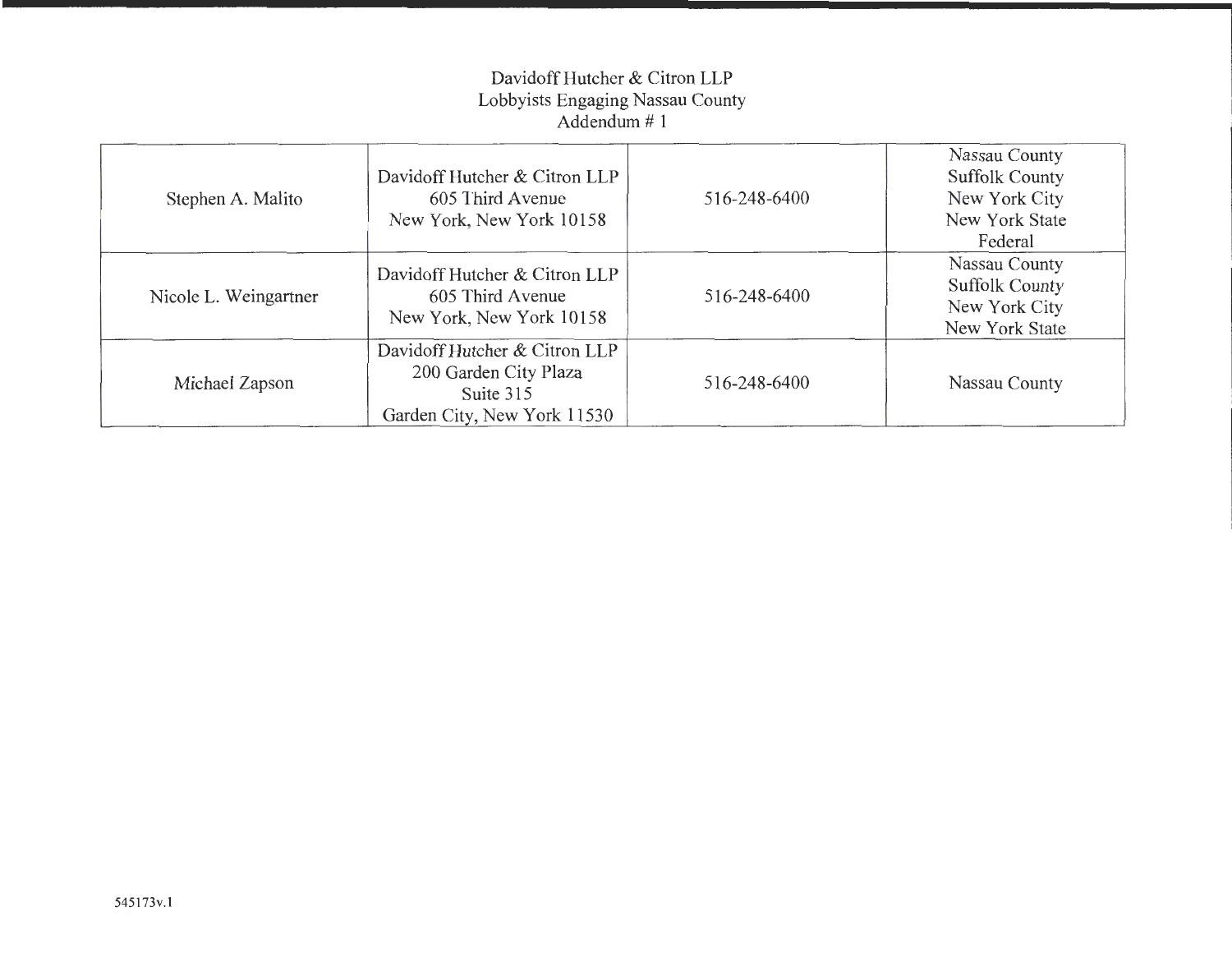# Davidoff Hutcher & Citron LLP
## Lobbyists Engaging Nassau County
### Addendum # 1

| | | | |
|---|---|---|---|
| Stephen A. Malito | Davidoff Hutcher & Citron LLP<br>605 Third Avenue<br>New York, New York 10158 | 516-248-6400 | Nassau County<br>Suffolk County<br>New York City<br>New York State<br>Federal |
| Nicole L. Weingartner | Davidoff Hutcher & Citron LLP<br>605 Third Avenue<br>New York, New York 10158 | 516-248-6400 | Nassau County<br>Suffolk County<br>New York City<br>New York State |
| Michael Zapson | Davidoff Hutcher & Citron LLP<br>200 Garden City Plaza<br>Suite 315<br>Garden City, New York 11530 | 516-248-6400 | Nassau County |

545173v.1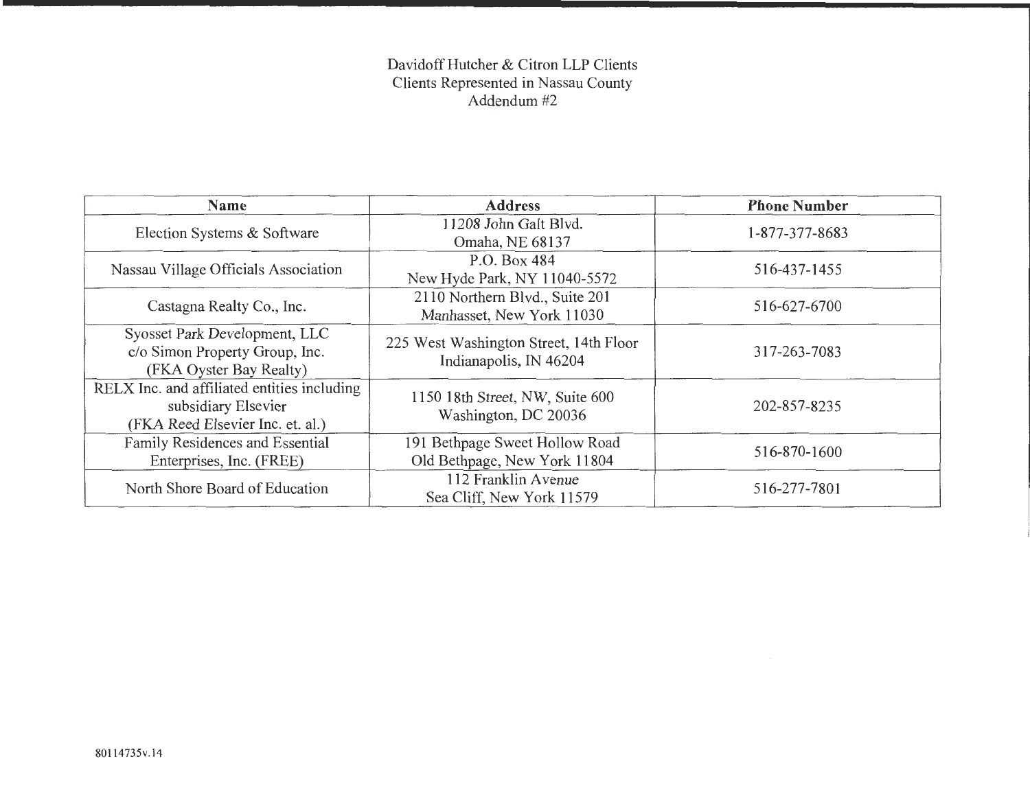Davidoff Hutcher & Citron LLP Clients
Clients Represented in Nassau County
Addendum #2

| Name | Address | Phone Number |
|---|---|---|
| Election Systems & Software | 11208 John Galt Blvd.<br>Omaha, NE 68137 | 1-877-377-8683 |
| Nassau Village Officials Association | P.O. Box 484<br>New Hyde Park, NY 11040-5572 | 516-437-1455 |
| Castagna Realty Co., Inc. | 2110 Northern Blvd., Suite 201<br>Manhasset, New York 11030 | 516-627-6700 |
| Syosset Park Development, LLC<br>c/o Simon Property Group, Inc.<br>(FKA Oyster Bay Realty) | 225 West Washington Street, 14th Floor<br>Indianapolis, IN 46204 | 317-263-7083 |
| RELX Inc. and affiliated entities including subsidiary Elsevier<br>(FKA Reed Elsevier Inc. et. al.) | 1150 18th Street, NW, Suite 600<br>Washington, DC 20036 | 202-857-8235 |
| Family Residences and Essential Enterprises, Inc. (FREE) | 191 Bethpage Sweet Hollow Road<br>Old Bethpage, New York 11804 | 516-870-1600 |
| North Shore Board of Education | 112 Franklin Avenue<br>Sea Cliff, New York 11579 | 516-277-7801 |

80114735v.14